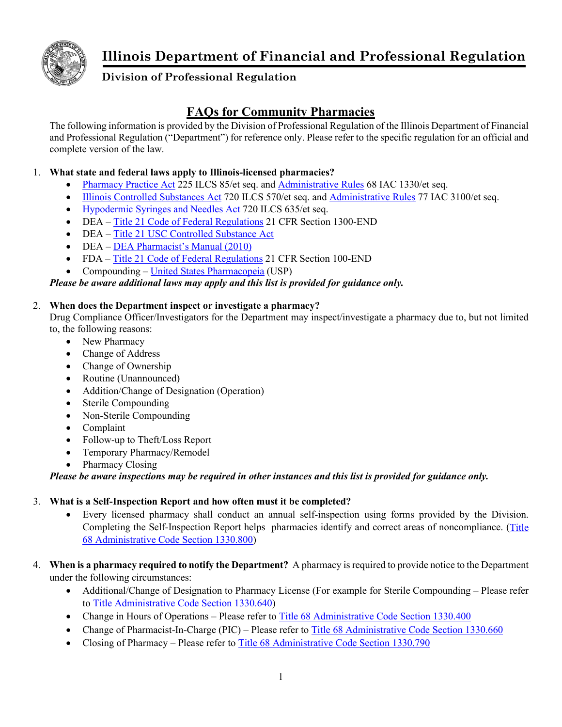# Illinois Department of Financial and Professional Regulation

**Division of Professional Regulation**

## FAQs for Community Pharmacies

The following information is provided by the Division of Professional Regulation of the Illinois Department of Financial and Professional Regulation ("Department") for reference only. Please refer to the specific regulation for an official and complete version of the law.

1. **What state and federal laws apply to Illinois-licensed pharmacies?**
   - Pharmacy Practice Act 225 ILCS 85/et seq. and Administrative Rules 68 IAC 1330/et seq.
   - Illinois Controlled Substances Act 720 ILCS 570/et seq. and Administrative Rules 77 IAC 3100/et seq.
   - Hypodermic Syringes and Needles Act 720 ILCS 635/et seq.
   - DEA – Title 21 Code of Federal Regulations 21 CFR Section 1300-END
   - DEA – Title 21 USC Controlled Substance Act
   - DEA – DEA Pharmacist's Manual (2010)
   - FDA – Title 21 Code of Federal Regulations 21 CFR Section 100-END
   - Compounding – United States Pharmacopeia (USP)

   ***Please be aware additional laws may apply and this list is provided for guidance only.***

2. **When does the Department inspect or investigate a pharmacy?**
   Drug Compliance Officer/Investigators for the Department may inspect/investigate a pharmacy due to, but not limited to, the following reasons:
   - New Pharmacy
   - Change of Address
   - Change of Ownership
   - Routine (Unannounced)
   - Addition/Change of Designation (Operation)
   - Sterile Compounding
   - Non-Sterile Compounding
   - Complaint
   - Follow-up to Theft/Loss Report
   - Temporary Pharmacy/Remodel
   - Pharmacy Closing

   ***Please be aware inspections may be required in other instances and this list is provided for guidance only.***

3. **What is a Self-Inspection Report and how often must it be completed?**
   - Every licensed pharmacy shall conduct an annual self-inspection using forms provided by the Division. Completing the Self-Inspection Report helps pharmacies identify and correct areas of noncompliance. (Title 68 Administrative Code Section 1330.800)

4. **When is a pharmacy required to notify the Department?** A pharmacy is required to provide notice to the Department under the following circumstances:
   - Additional/Change of Designation to Pharmacy License (For example for Sterile Compounding – Please refer to Title Administrative Code Section 1330.640)
   - Change in Hours of Operations – Please refer to Title 68 Administrative Code Section 1330.400
   - Change of Pharmacist-In-Charge (PIC) – Please refer to Title 68 Administrative Code Section 1330.660
   - Closing of Pharmacy – Please refer to Title 68 Administrative Code Section 1330.790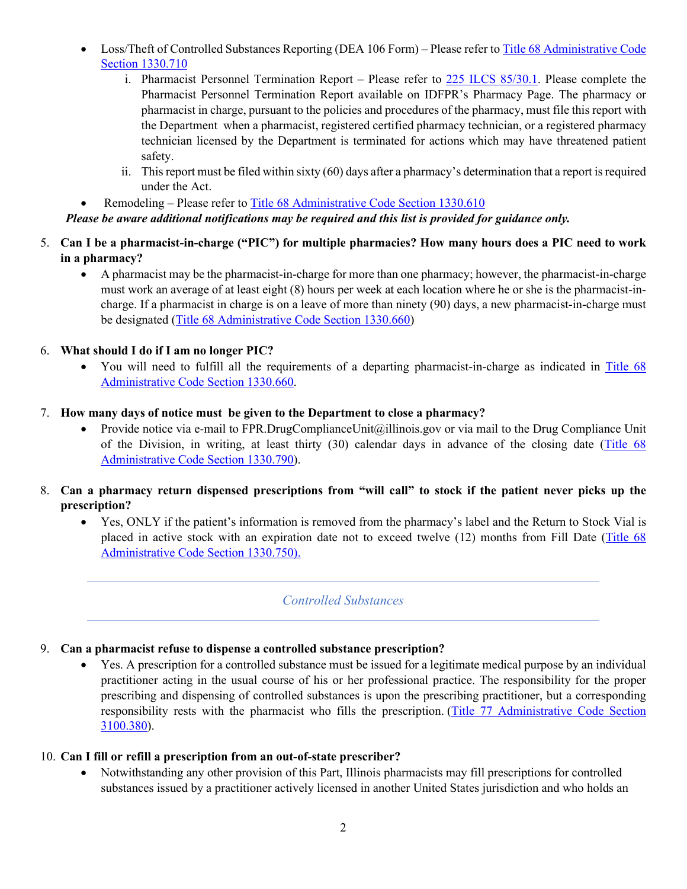- Loss/Theft of Controlled Substances Reporting (DEA 106 Form) – Please refer to [Title 68 Administrative Code Section 1330.710]()
    1. Pharmacist Personnel Termination Report – Please refer to [225 ILCS 85/30.1](). Please complete the Pharmacist Personnel Termination Report available on IDFPR's Pharmacy Page. The pharmacy or pharmacist in charge, pursuant to the policies and procedures of the pharmacy, must file this report with the Department when a pharmacist, registered certified pharmacy technician, or a registered pharmacy technician licensed by the Department is terminated for actions which may have threatened patient safety.
    2. This report must be filed within sixty (60) days after a pharmacy's determination that a report is required under the Act.
- Remodeling – Please refer to [Title 68 Administrative Code Section 1330.610]()

***Please be aware additional notifications may be required and this list is provided for guidance only.***

5. **Can I be a pharmacist-in-charge ("PIC") for multiple pharmacies? How many hours does a PIC need to work in a pharmacy?**
    - A pharmacist may be the pharmacist-in-charge for more than one pharmacy; however, the pharmacist-in-charge must work an average of at least eight (8) hours per week at each location where he or she is the pharmacist-in-charge. If a pharmacist in charge is on a leave of more than ninety (90) days, a new pharmacist-in-charge must be designated ([Title 68 Administrative Code Section 1330.660]())

6. **What should I do if I am no longer PIC?**
    - You will need to fulfill all the requirements of a departing pharmacist-in-charge as indicated in [Title 68 Administrative Code Section 1330.660]().

7. **How many days of notice must be given to the Department to close a pharmacy?**
    - Provide notice via e-mail to FPR.DrugComplianceUnit@illinois.gov or via mail to the Drug Compliance Unit of the Division, in writing, at least thirty (30) calendar days in advance of the closing date ([Title 68 Administrative Code Section 1330.790]()).

8. **Can a pharmacy return dispensed prescriptions from "will call" to stock if the patient never picks up the prescription?**
    - Yes, ONLY if the patient's information is removed from the pharmacy's label and the Return to Stock Vial is placed in active stock with an expiration date not to exceed twelve (12) months from Fill Date ([Title 68 Administrative Code Section 1330.750).]())

## *Controlled Substances*

9. **Can a pharmacist refuse to dispense a controlled substance prescription?**
    - Yes. A prescription for a controlled substance must be issued for a legitimate medical purpose by an individual practitioner acting in the usual course of his or her professional practice. The responsibility for the proper prescribing and dispensing of controlled substances is upon the prescribing practitioner, but a corresponding responsibility rests with the pharmacist who fills the prescription. ([Title 77 Administrative Code Section 3100.380]()).

10. **Can I fill or refill a prescription from an out-of-state prescriber?**
    - Notwithstanding any other provision of this Part, Illinois pharmacists may fill prescriptions for controlled substances issued by a practitioner actively licensed in another United States jurisdiction and who holds an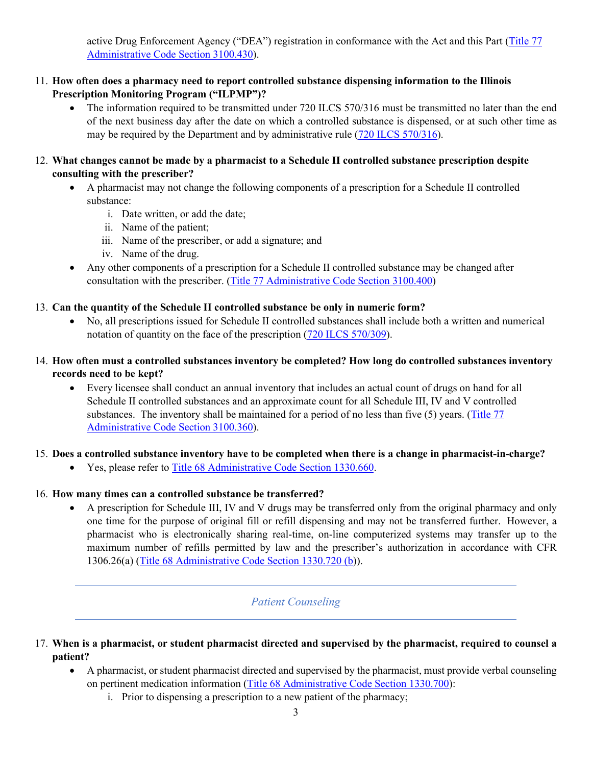active Drug Enforcement Agency ("DEA") registration in conformance with the Act and this Part ([Title 77 Administrative Code Section 3100.430](#)).

11. **How often does a pharmacy need to report controlled substance dispensing information to the Illinois Prescription Monitoring Program ("ILPMP")?**
    - The information required to be transmitted under 720 ILCS 570/316 must be transmitted no later than the end of the next business day after the date on which a controlled substance is dispensed, or at such other time as may be required by the Department and by administrative rule ([720 ILCS 570/316](#)).

12. **What changes cannot be made by a pharmacist to a Schedule II controlled substance prescription despite consulting with the prescriber?**
    - A pharmacist may not change the following components of a prescription for a Schedule II controlled substance:
        i. Date written, or add the date;
        ii. Name of the patient;
        iii. Name of the prescriber, or add a signature; and
        iv. Name of the drug.
    - Any other components of a prescription for a Schedule II controlled substance may be changed after consultation with the prescriber. ([Title 77 Administrative Code Section 3100.400](#))

13. **Can the quantity of the Schedule II controlled substance be only in numeric form?**
    - No, all prescriptions issued for Schedule II controlled substances shall include both a written and numerical notation of quantity on the face of the prescription ([720 ILCS 570/309](#)).

14. **How often must a controlled substances inventory be completed? How long do controlled substances inventory records need to be kept?**
    - Every licensee shall conduct an annual inventory that includes an actual count of drugs on hand for all Schedule II controlled substances and an approximate count for all Schedule III, IV and V controlled substances. The inventory shall be maintained for a period of no less than five (5) years. ([Title 77 Administrative Code Section 3100.360](#)).

15. **Does a controlled substance inventory have to be completed when there is a change in pharmacist-in-charge?**
    - Yes, please refer to [Title 68 Administrative Code Section 1330.660](#).

16. **How many times can a controlled substance be transferred?**
    - A prescription for Schedule III, IV and V drugs may be transferred only from the original pharmacy and only one time for the purpose of original fill or refill dispensing and may not be transferred further. However, a pharmacist who is electronically sharing real-time, on-line computerized systems may transfer up to the maximum number of refills permitted by law and the prescriber's authorization in accordance with CFR 1306.26(a) ([Title 68 Administrative Code Section 1330.720 (b)](#)).

---

*Patient Counseling*

---

17. **When is a pharmacist, or student pharmacist directed and supervised by the pharmacist, required to counsel a patient?**
    - A pharmacist, or student pharmacist directed and supervised by the pharmacist, must provide verbal counseling on pertinent medication information ([Title 68 Administrative Code Section 1330.700](#)):
        i. Prior to dispensing a prescription to a new patient of the pharmacy;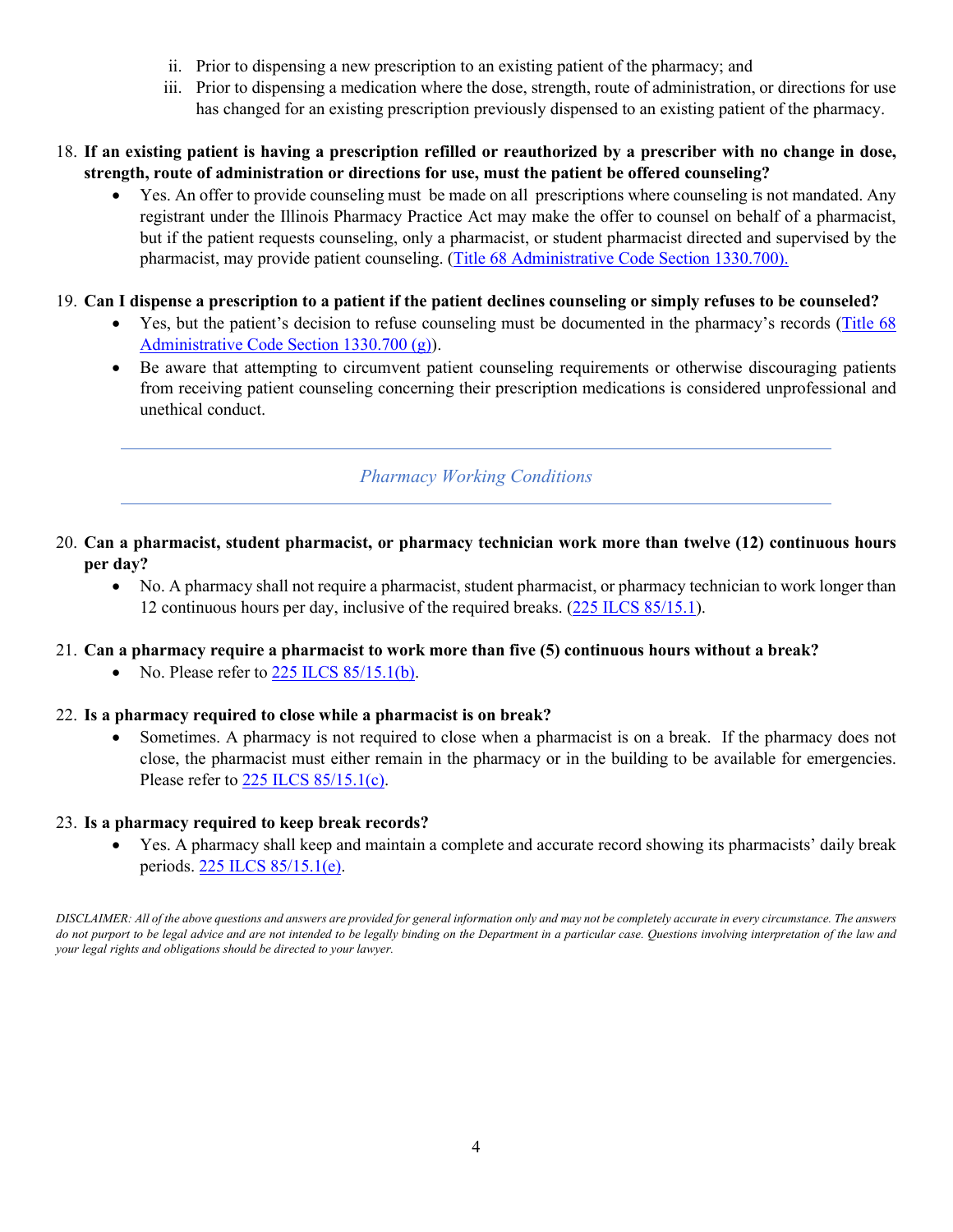ii. Prior to dispensing a new prescription to an existing patient of the pharmacy; and
   iii. Prior to dispensing a medication where the dose, strength, route of administration, or directions for use has changed for an existing prescription previously dispensed to an existing patient of the pharmacy.

18. **If an existing patient is having a prescription refilled or reauthorized by a prescriber with no change in dose, strength, route of administration or directions for use, must the patient be offered counseling?**
    - Yes. An offer to provide counseling must be made on all prescriptions where counseling is not mandated. Any registrant under the Illinois Pharmacy Practice Act may make the offer to counsel on behalf of a pharmacist, but if the patient requests counseling, only a pharmacist, or student pharmacist directed and supervised by the pharmacist, may provide patient counseling. (Title 68 Administrative Code Section 1330.700).

19. **Can I dispense a prescription to a patient if the patient declines counseling or simply refuses to be counseled?**
    - Yes, but the patient's decision to refuse counseling must be documented in the pharmacy's records (Title 68 Administrative Code Section 1330.700 (g)).
    - Be aware that attempting to circumvent patient counseling requirements or otherwise discouraging patients from receiving patient counseling concerning their prescription medications is considered unprofessional and unethical conduct.

## *Pharmacy Working Conditions*

20. **Can a pharmacist, student pharmacist, or pharmacy technician work more than twelve (12) continuous hours per day?**
    - No. A pharmacy shall not require a pharmacist, student pharmacist, or pharmacy technician to work longer than 12 continuous hours per day, inclusive of the required breaks. (225 ILCS 85/15.1).

21. **Can a pharmacy require a pharmacist to work more than five (5) continuous hours without a break?**
    - No. Please refer to 225 ILCS 85/15.1(b).

22. **Is a pharmacy required to close while a pharmacist is on break?**
    - Sometimes. A pharmacy is not required to close when a pharmacist is on a break. If the pharmacy does not close, the pharmacist must either remain in the pharmacy or in the building to be available for emergencies. Please refer to 225 ILCS 85/15.1(c).

23. **Is a pharmacy required to keep break records?**
    - Yes. A pharmacy shall keep and maintain a complete and accurate record showing its pharmacists' daily break periods. 225 ILCS 85/15.1(e).

*DISCLAIMER: All of the above questions and answers are provided for general information only and may not be completely accurate in every circumstance. The answers do not purport to be legal advice and are not intended to be legally binding on the Department in a particular case. Questions involving interpretation of the law and your legal rights and obligations should be directed to your lawyer.*